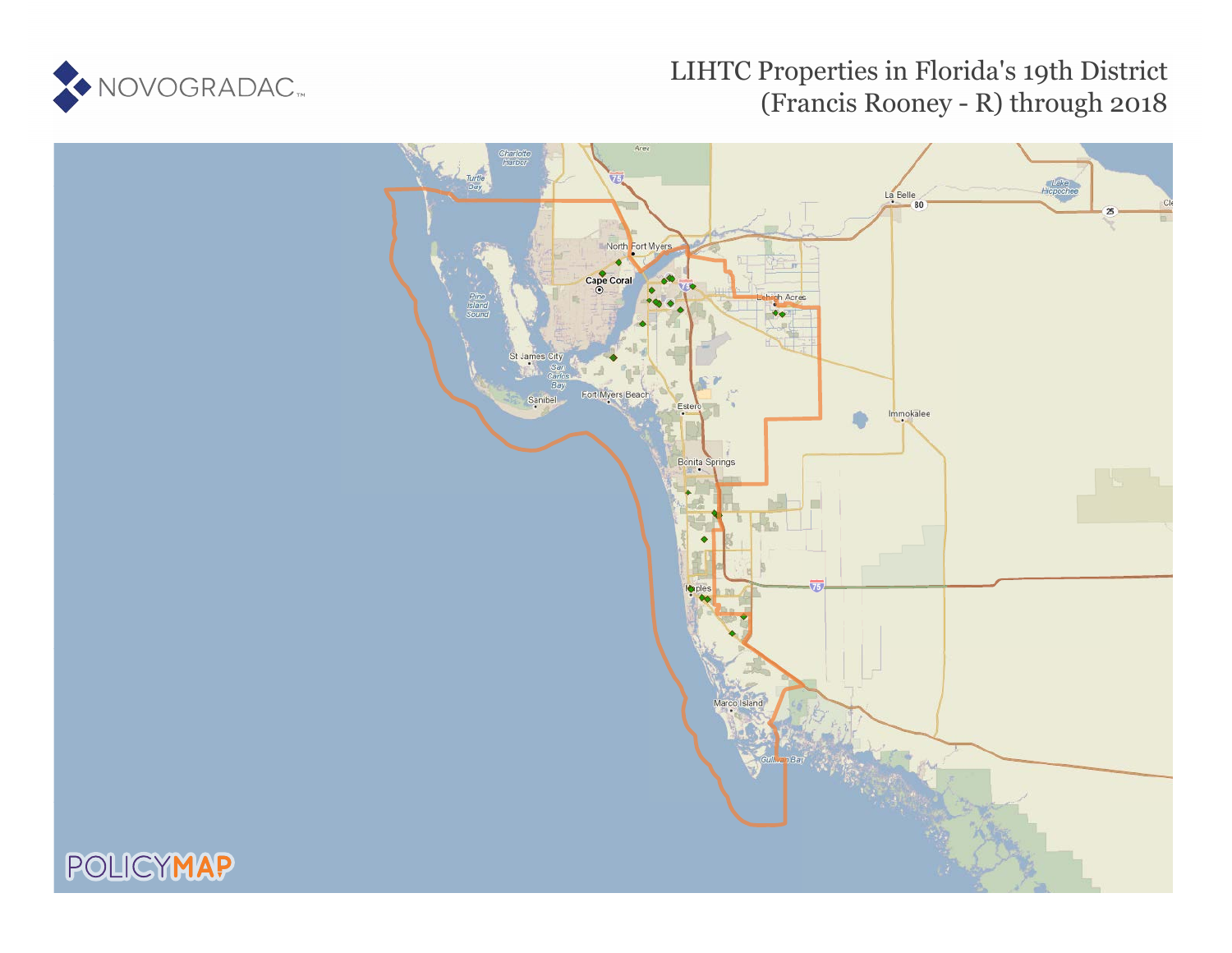NOVOGRADAC

# LIHTC Properties in Florida's 19th District (Francis Rooney - R) through 2018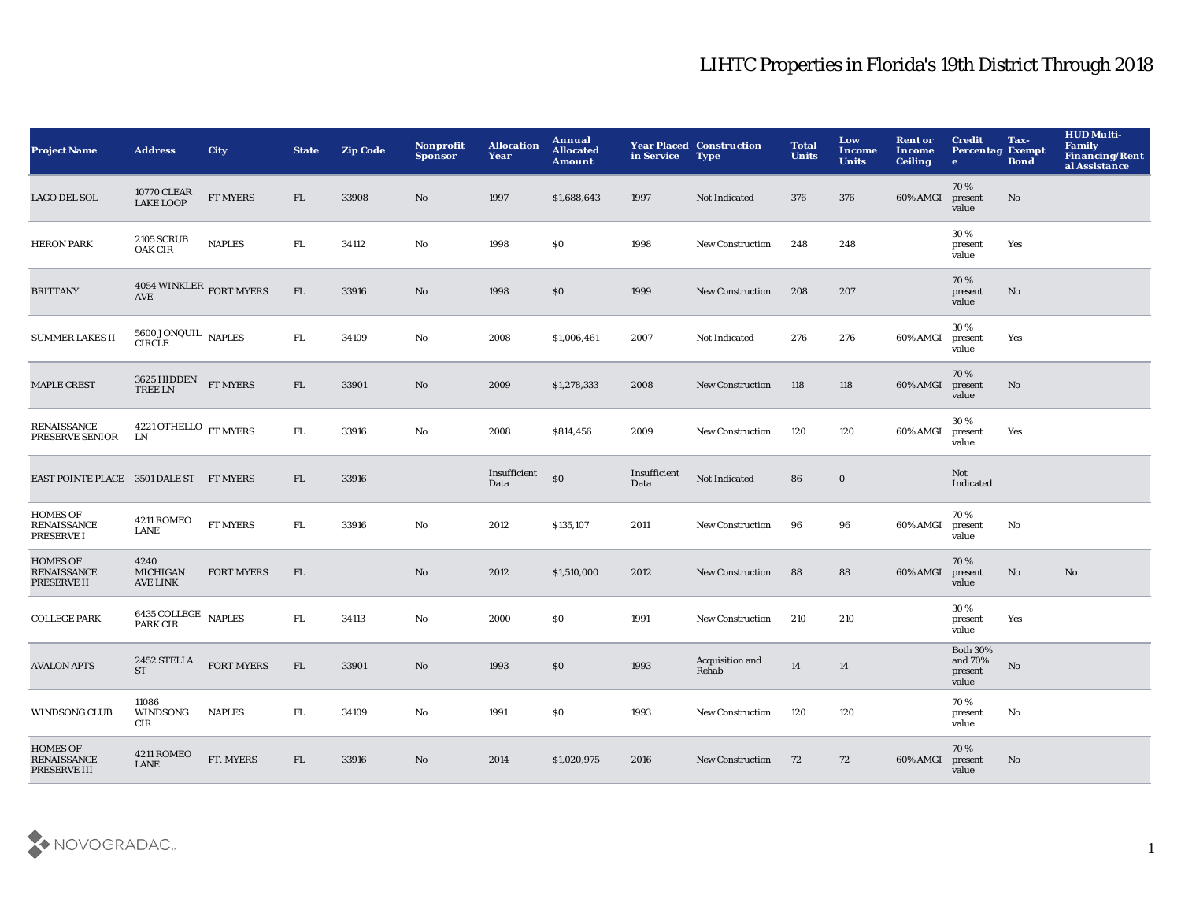# LIHTC Properties in Florida's 19th District Through 2018

| Project Name | Address | City | State | Zip Code | Nonprofit Sponsor | Allocation Year | Annual Allocated Amount | Year Placed in Service | Construction Type | Total Units | Low Income Units | Rent or Income Ceiling | Credit Percentage | Tax-Exempt Bond | HUD Multi-Family Financing/Rental Assistance |
|---|---|---|---|---|---|---|---|---|---|---|---|---|---|---|---|
| LAGO DEL SOL | 10770 CLEAR LAKE LOOP | FT MYERS | FL | 33908 | No | 1997 | $1,688,643 | 1997 | Not Indicated | 376 | 376 | 60% AMGI | 70 % present value | No | |
| HERON PARK | 2105 SCRUB OAK CIR | NAPLES | FL | 34112 | No | 1998 | $0 | 1998 | New Construction | 248 | 248 | | 30 % present value | Yes | |
| BRITTANY | 4054 WINKLER AVE | FORT MYERS | FL | 33916 | No | 1998 | $0 | 1999 | New Construction | 208 | 207 | | 70 % present value | No | |
| SUMMER LAKES II | 5600 JONQUIL CIRCLE | NAPLES | FL | 34109 | No | 2008 | $1,006,461 | 2007 | Not Indicated | 276 | 276 | 60% AMGI | 30 % present value | Yes | |
| MAPLE CREST | 3625 HIDDEN TREE LN | FT MYERS | FL | 33901 | No | 2009 | $1,278,333 | 2008 | New Construction | 118 | 118 | 60% AMGI | 70 % present value | No | |
| RENAISSANCE PRESERVE SENIOR | 4221 OTHELLO LN | FT MYERS | FL | 33916 | No | 2008 | $814,456 | 2009 | New Construction | 120 | 120 | 60% AMGI | 30 % present value | Yes | |
| EAST POINTE PLACE | 3501 DALE ST | FT MYERS | FL | 33916 | | Insufficient Data | $0 | Insufficient Data | Not Indicated | 86 | 0 | | Not Indicated | | |
| HOMES OF RENAISSANCE PRESERVE I | 4211 ROMEO LANE | FT MYERS | FL | 33916 | No | 2012 | $135,107 | 2011 | New Construction | 96 | 96 | 60% AMGI | 70 % present value | No | |
| HOMES OF RENAISSANCE PRESERVE II | 4240 MICHIGAN AVE LINK | FORT MYERS | FL | | No | 2012 | $1,510,000 | 2012 | New Construction | 88 | 88 | 60% AMGI | 70 % present value | No | No |
| COLLEGE PARK | 6435 COLLEGE PARK CIR | NAPLES | FL | 34113 | No | 2000 | $0 | 1991 | New Construction | 210 | 210 | | 30 % present value | Yes | |
| AVALON APTS | 2452 STELLA ST | FORT MYERS | FL | 33901 | No | 1993 | $0 | 1993 | Acquisition and Rehab | 14 | 14 | | Both 30% and 70% present value | No | |
| WINDSONG CLUB | 11086 WINDSONG CIR | NAPLES | FL | 34109 | No | 1991 | $0 | 1993 | New Construction | 120 | 120 | | 70 % present value | No | |
| HOMES OF RENAISSANCE PRESERVE III | 4211 ROMEO LANE | FT. MYERS | FL | 33916 | No | 2014 | $1,020,975 | 2016 | New Construction | 72 | 72 | 60% AMGI | 70 % present value | No | |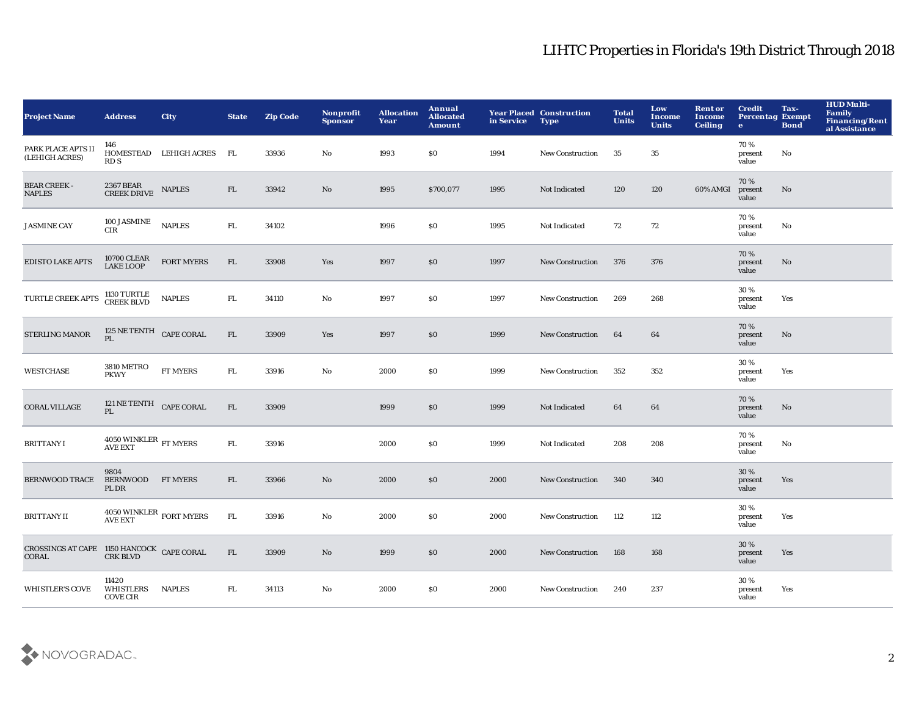# LIHTC Properties in Florida's 19th District Through 2018

| Project Name | Address | City | State | Zip Code | Nonprofit Sponsor | Allocation Year | Annual Allocated Amount | Year Placed in Service | Construction Type | Total Units | Low Income Units | Rent or Income Ceiling | Credit Percentage | Tax-Exempt Bond | HUD Multi-Family Financing/Rental Assistance |
|---|---|---|---|---|---|---|---|---|---|---|---|---|---|---|---|
| PARK PLACE APTS II (LEHIGH ACRES) | 146 HOMESTEAD RD S | LEHIGH ACRES | FL | 33936 | No | 1993 | $0 | 1994 | New Construction | 35 | 35 | | 70 % present value | No | |
| BEAR CREEK - NAPLES | 2367 BEAR CREEK DRIVE | NAPLES | FL | 33942 | No | 1995 | $700,077 | 1995 | Not Indicated | 120 | 120 | 60% AMGI | 70 % present value | No | |
| JASMINE CAY | 100 JASMINE CIR | NAPLES | FL | 34102 | | 1996 | $0 | 1995 | Not Indicated | 72 | 72 | | 70 % present value | No | |
| EDISTO LAKE APTS | 10700 CLEAR LAKE LOOP | FORT MYERS | FL | 33908 | Yes | 1997 | $0 | 1997 | New Construction | 376 | 376 | | 70 % present value | No | |
| TURTLE CREEK APTS | 1130 TURTLE CREEK BLVD | NAPLES | FL | 34110 | No | 1997 | $0 | 1997 | New Construction | 269 | 268 | | 30 % present value | Yes | |
| STERLING MANOR | 125 NE TENTH PL | CAPE CORAL | FL | 33909 | Yes | 1997 | $0 | 1999 | New Construction | 64 | 64 | | 70 % present value | No | |
| WESTCHASE | 3810 METRO PKWY | FT MYERS | FL | 33916 | No | 2000 | $0 | 1999 | New Construction | 352 | 352 | | 30 % present value | Yes | |
| CORAL VILLAGE | 121 NE TENTH PL | CAPE CORAL | FL | 33909 | | 1999 | $0 | 1999 | Not Indicated | 64 | 64 | | 70 % present value | No | |
| BRITTANY I | 4050 WINKLER AVE EXT | FT MYERS | FL | 33916 | | 2000 | $0 | 1999 | Not Indicated | 208 | 208 | | 70 % present value | No | |
| BERNWOOD TRACE | 9804 BERNWOOD PL DR | FT MYERS | FL | 33966 | No | 2000 | $0 | 2000 | New Construction | 340 | 340 | | 30 % present value | Yes | |
| BRITTANY II | 4050 WINKLER AVE EXT | FORT MYERS | FL | 33916 | No | 2000 | $0 | 2000 | New Construction | 112 | 112 | | 30 % present value | Yes | |
| CROSSINGS AT CAPE CORAL | 1150 HANCOCK CRK BLVD | CAPE CORAL | FL | 33909 | No | 1999 | $0 | 2000 | New Construction | 168 | 168 | | 30 % present value | Yes | |
| WHISTLER'S COVE | 11420 WHISTLERS COVE CIR | NAPLES | FL | 34113 | No | 2000 | $0 | 2000 | New Construction | 240 | 237 | | 30 % present value | Yes | |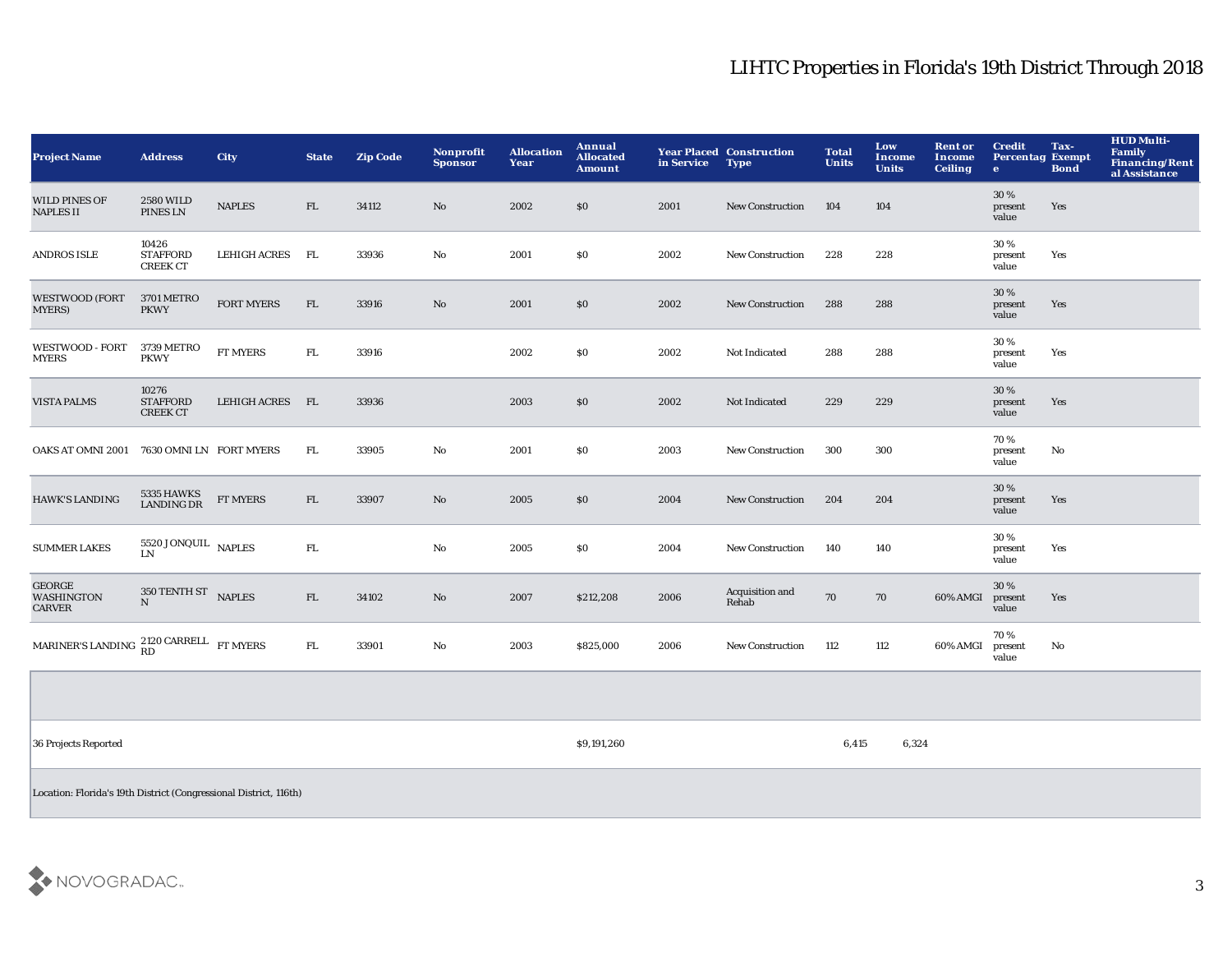# LIHTC Properties in Florida's 19th District Through 2018

| Project Name | Address | City | State | Zip Code | Nonprofit Sponsor | Allocation Year | Annual Allocated Amount | Year Placed in Service | Construction Type | Total Units | Low Income Units | Rent or Income Ceiling | Credit Percentage | Tax-Exempt Bond | HUD Multi-Family Financing/Rental Assistance |
|---|---|---|---|---|---|---|---|---|---|---|---|---|---|---|---|
| WILD PINES OF NAPLES II | 2580 WILD PINES LN | NAPLES | FL | 34112 | No | 2002 | $0 | 2001 | New Construction | 104 | 104 | | 30 % present value | Yes | |
| ANDROS ISLE | 10426 STAFFORD CREEK CT | LEHIGH ACRES | FL | 33936 | No | 2001 | $0 | 2002 | New Construction | 228 | 228 | | 30 % present value | Yes | |
| WESTWOOD (FORT MYERS) | 3701 METRO PKWY | FORT MYERS | FL | 33916 | No | 2001 | $0 | 2002 | New Construction | 288 | 288 | | 30 % present value | Yes | |
| WESTWOOD - FORT MYERS | 3739 METRO PKWY | FT MYERS | FL | 33916 | | 2002 | $0 | 2002 | Not Indicated | 288 | 288 | | 30 % present value | Yes | |
| VISTA PALMS | 10276 STAFFORD CREEK CT | LEHIGH ACRES | FL | 33936 | | 2003 | $0 | 2002 | Not Indicated | 229 | 229 | | 30 % present value | Yes | |
| OAKS AT OMNI 2001 | 7630 OMNI LN | FORT MYERS | FL | 33905 | No | 2001 | $0 | 2003 | New Construction | 300 | 300 | | 70 % present value | No | |
| HAWK'S LANDING | 5335 HAWKS LANDING DR | FT MYERS | FL | 33907 | No | 2005 | $0 | 2004 | New Construction | 204 | 204 | | 30 % present value | Yes | |
| SUMMER LAKES | 5520 JONQUIL LN | NAPLES | FL | | No | 2005 | $0 | 2004 | New Construction | 140 | 140 | | 30 % present value | Yes | |
| GEORGE WASHINGTON CARVER | 350 TENTH ST N | NAPLES | FL | 34102 | No | 2007 | $212,208 | 2006 | Acquisition and Rehab | 70 | 70 | 60% AMGI | 30 % present value | Yes | |
| MARINER'S LANDING | 2120 CARRELL RD | FT MYERS | FL | 33901 | No | 2003 | $825,000 | 2006 | New Construction | 112 | 112 | 60% AMGI | 70 % present value | No | |
| | | | | | | | | | | | | | | | |
| 36 Projects Reported | | | | | | | $9,191,260 | | | 6,415 | 6,324 | | | | |

Location: Florida's 19th District (Congressional District, 116th)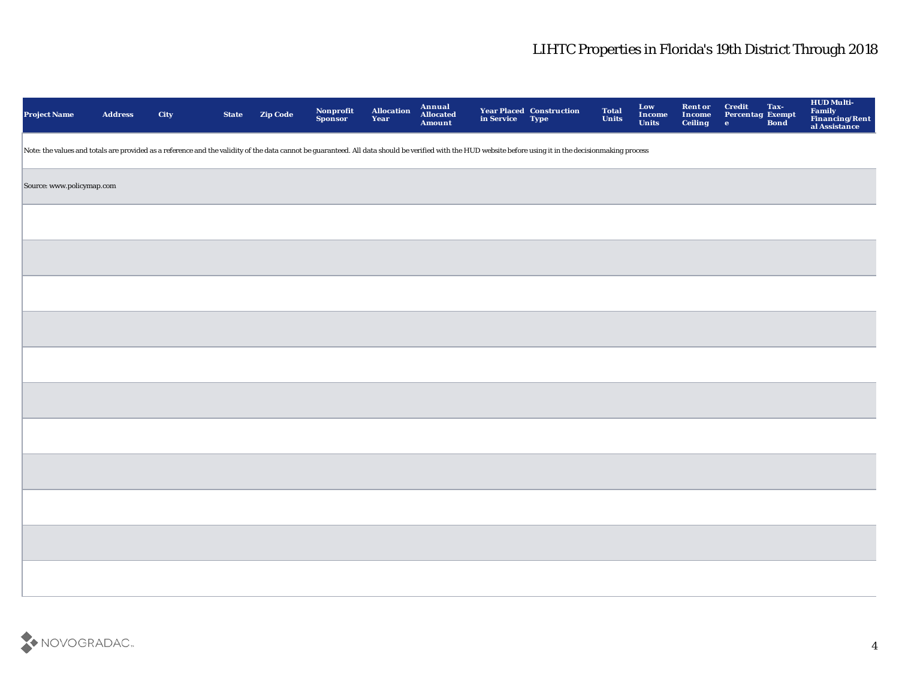# LIHTC Properties in Florida's 19th District Through 2018

| Project Name | Address | City | State | Zip Code | Nonprofit Sponsor | Allocation Year | Annual Allocated Amount | Year Placed in Service | Construction Type | Total Units | Low Income Units | Rent or Income Ceiling | Credit Percentage | Tax-Exempt Bond | HUD Multi-Family Financing/Rental Assistance |
|---|---|---|---|---|---|---|---|---|---|---|---|---|---|---|---|

Note: the values and totals are provided as a reference and the validity of the data cannot be guaranteed. All data should be verified with the HUD website before using it in the decisionmaking process

Source: www.policymap.com